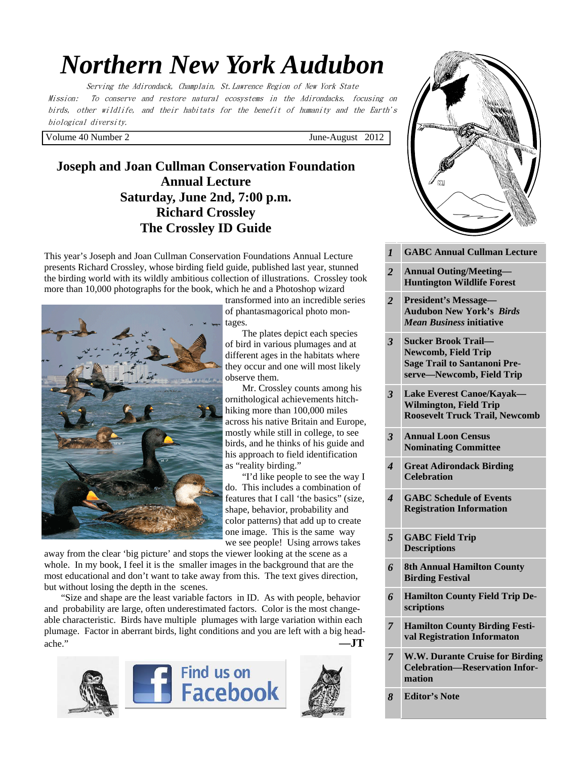# Northern New York Audubon

*Serving the Adirondack, Champlain, St. Lawrence Region of New York State*

*Mission: To conserve and restore natural ecosystems in the Adirondacks, focusing on birds, other wildlife, and their habitats for the benefit of humanity and the Earth's biological diversity.*

Volume 40 Number 2 — June-August 2012

## Joseph and Joan Cullman Conservation Foundation Annual Lecture
## Saturday, June 2nd, 7:00 p.m.
## Richard Crossley
## The Crossley ID Guide

This year's Joseph and Joan Cullman Conservation Foundations Annual Lecture presents Richard Crossley, whose birding field guide, published last year, stunned the birding world with its wildly ambitious collection of illustrations. Crossley took more than 10,000 photographs for the book, which he and a Photoshop wizard transformed into an incredible series of phantasmagorical photo montages.

The plates depict each species of bird in various plumages and at different ages in the habitats where they occur and one will most likely observe them.

Mr. Crossley counts among his ornithological achievements hitch-hiking more than 100,000 miles across his native Britain and Europe, mostly while still in college, to see birds, and he thinks of his guide and his approach to field identification as "reality birding."

"I'd like people to see the way I do. This includes a combination of features that I call 'the basics" (size, shape, behavior, probability and color patterns) that add up to create one image. This is the same way we see people! Using arrows takes away from the clear 'big picture' and stops the viewer looking at the scene as a whole. In my book, I feel it is the smaller images in the background that are the most educational and don't want to take away from this. The text gives direction, but without losing the depth in the scenes.

"Size and shape are the least variable factors in ID. As with people, behavior and probability are large, often underestimated factors. Color is the most changeable characteristic. Birds have multiple plumages with large variation within each plumage. Factor in aberrant birds, light conditions and you are left with a big headache."

**—JT**

Find us on Facebook

| | |
|---|---|
| *1* | **GABC Annual Cullman Lecture** |
| *2* | **Annual Outing/Meeting—Huntington Wildlife Forest** |
| *2* | **President's Message—Audubon New York's *Birds Mean Business* initiative** |
| *3* | **Sucker Brook Trail—Newcomb, Field Trip**<br>**Sage Trail to Santanoni Preserve—Newcomb, Field Trip** |
| *3* | **Lake Everest Canoe/Kayak—Wilmington, Field Trip**<br>**Roosevelt Truck Trail, Newcomb** |
| *3* | **Annual Loon Census**<br>**Nominating Committee** |
| *4* | **Great Adirondack Birding Celebration** |
| *4* | **GABC Schedule of Events**<br>**Registration Information** |
| *5* | **GABC Field Trip Descriptions** |
| *6* | **8th Annual Hamilton County Birding Festival** |
| *6* | **Hamilton County Field Trip Descriptions** |
| *7* | **Hamilton County Birding Festival Registration Informaton** |
| *7* | **W.W. Durante Cruise for Birding Celebration—Reservation Information** |
| *8* | **Editor's Note** |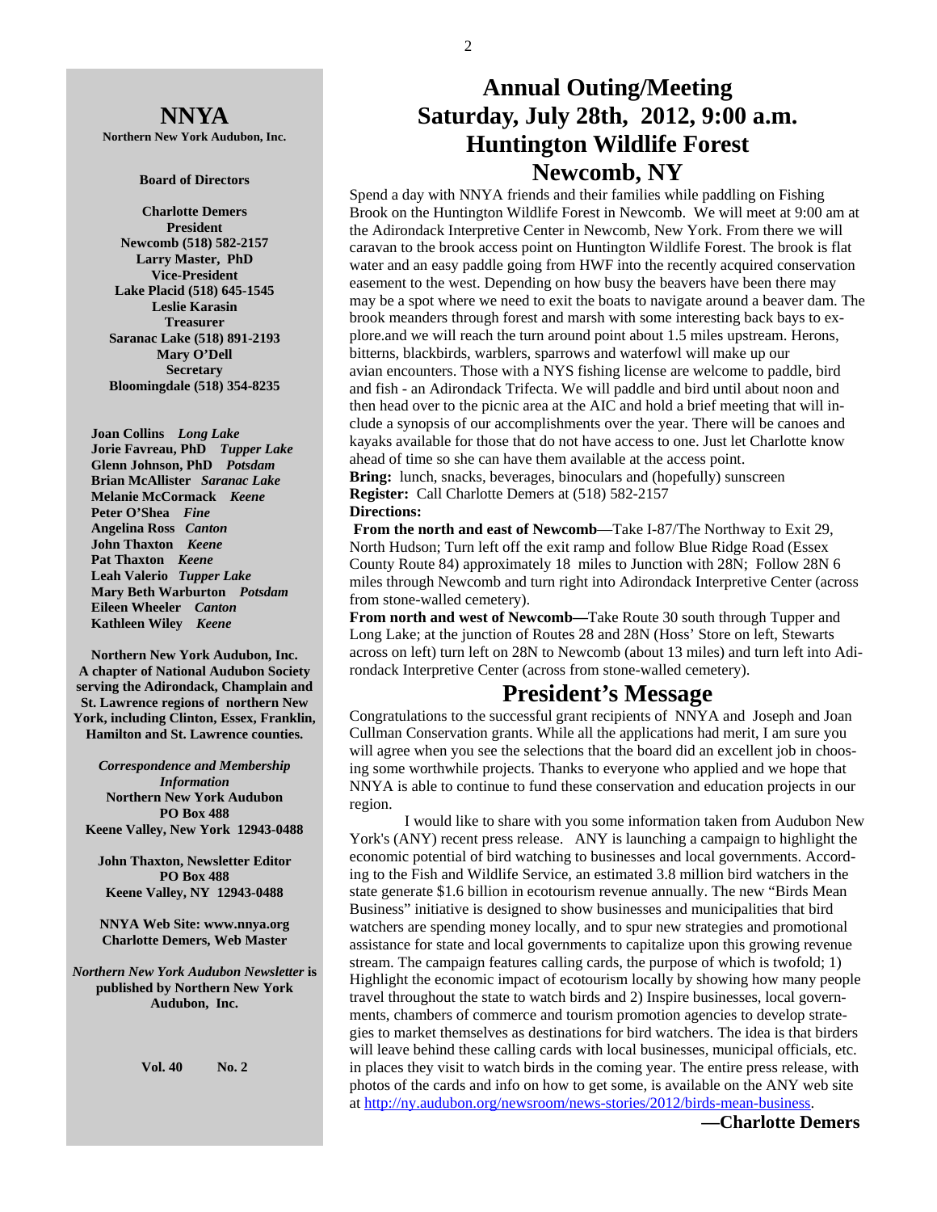## NNYA

**Northern New York Audubon, Inc.**

**Board of Directors**

**Charlotte Demers**
**President**
**Newcomb (518) 582-2157**
**Larry Master, PhD**
**Vice-President**
**Lake Placid (518) 645-1545**
**Leslie Karasin**
**Treasurer**
**Saranac Lake (518) 891-2193**
**Mary O'Dell**
**Secretary**
**Bloomingdale (518) 354-8235**

**Joan Collins** ***Long Lake***
**Jorie Favreau, PhD** ***Tupper Lake***
**Glenn Johnson, PhD** ***Potsdam***
**Brian McAllister** ***Saranac Lake***
**Melanie McCormack** ***Keene***
**Peter O'Shea** ***Fine***
**Angelina Ross** ***Canton***
**John Thaxton** ***Keene***
**Pat Thaxton** ***Keene***
**Leah Valerio** ***Tupper Lake***
**Mary Beth Warburton** ***Potsdam***
**Eileen Wheeler** ***Canton***
**Kathleen Wiley** ***Keene***

**Northern New York Audubon, Inc. A chapter of National Audubon Society serving the Adirondack, Champlain and St. Lawrence regions of northern New York, including Clinton, Essex, Franklin, Hamilton and St. Lawrence counties.**

***Correspondence and Membership Information***
**Northern New York Audubon**
**PO Box 488**
**Keene Valley, New York 12943-0488**

**John Thaxton, Newsletter Editor**
**PO Box 488**
**Keene Valley, NY 12943-0488**

**NNYA Web Site: www.nnya.org**
**Charlotte Demers, Web Master**

***Northern New York Audubon Newsletter*** **is published by Northern New York Audubon, Inc.**

**Vol. 40 No. 2**

# Annual Outing/Meeting
# Saturday, July 28th, 2012, 9:00 a.m.
# Huntington Wildlife Forest
# Newcomb, NY

Spend a day with NNYA friends and their families while paddling on Fishing Brook on the Huntington Wildlife Forest in Newcomb. We will meet at 9:00 am at the Adirondack Interpretive Center in Newcomb, New York. From there we will caravan to the brook access point on Huntington Wildlife Forest. The brook is flat water and an easy paddle going from HWF into the recently acquired conservation easement to the west. Depending on how busy the beavers have been there may may be a spot where we need to exit the boats to navigate around a beaver dam. The brook meanders through forest and marsh with some interesting back bays to explore.and we will reach the turn around point about 1.5 miles upstream. Herons, bitterns, blackbirds, warblers, sparrows and waterfowl will make up our avian encounters. Those with a NYS fishing license are welcome to paddle, bird and fish - an Adirondack Trifecta. We will paddle and bird until about noon and then head over to the picnic area at the AIC and hold a brief meeting that will include a synopsis of our accomplishments over the year. There will be canoes and kayaks available for those that do not have access to one. Just let Charlotte know ahead of time so she can have them available at the access point.

**Bring:** lunch, snacks, beverages, binoculars and (hopefully) sunscreen
**Register:** Call Charlotte Demers at (518) 582-2157
**Directions:**

**From the north and east of Newcomb**—Take I-87/The Northway to Exit 29, North Hudson; Turn left off the exit ramp and follow Blue Ridge Road (Essex County Route 84) approximately 18 miles to Junction with 28N; Follow 28N 6 miles through Newcomb and turn right into Adirondack Interpretive Center (across from stone-walled cemetery).

**From north and west of Newcomb—**Take Route 30 south through Tupper and Long Lake; at the junction of Routes 28 and 28N (Hoss' Store on left, Stewarts across on left) turn left on 28N to Newcomb (about 13 miles) and turn left into Adirondack Interpretive Center (across from stone-walled cemetery).

# President's Message

Congratulations to the successful grant recipients of NNYA and Joseph and Joan Cullman Conservation grants. While all the applications had merit, I am sure you will agree when you see the selections that the board did an excellent job in choosing some worthwhile projects. Thanks to everyone who applied and we hope that NNYA is able to continue to fund these conservation and education projects in our region.

I would like to share with you some information taken from Audubon New York's (ANY) recent press release. ANY is launching a campaign to highlight the economic potential of bird watching to businesses and local governments. According to the Fish and Wildlife Service, an estimated 3.8 million bird watchers in the state generate $1.6 billion in ecotourism revenue annually. The new "Birds Mean Business" initiative is designed to show businesses and municipalities that bird watchers are spending money locally, and to spur new strategies and promotional assistance for state and local governments to capitalize upon this growing revenue stream. The campaign features calling cards, the purpose of which is twofold; 1) Highlight the economic impact of ecotourism locally by showing how many people travel throughout the state to watch birds and 2) Inspire businesses, local governments, chambers of commerce and tourism promotion agencies to develop strategies to market themselves as destinations for bird watchers. The idea is that birders will leave behind these calling cards with local businesses, municipal officials, etc. in places they visit to watch birds in the coming year. The entire press release, with photos of the cards and info on how to get some, is available on the ANY web site at http://ny.audubon.org/newsroom/news-stories/2012/birds-mean-business.

**—Charlotte Demers**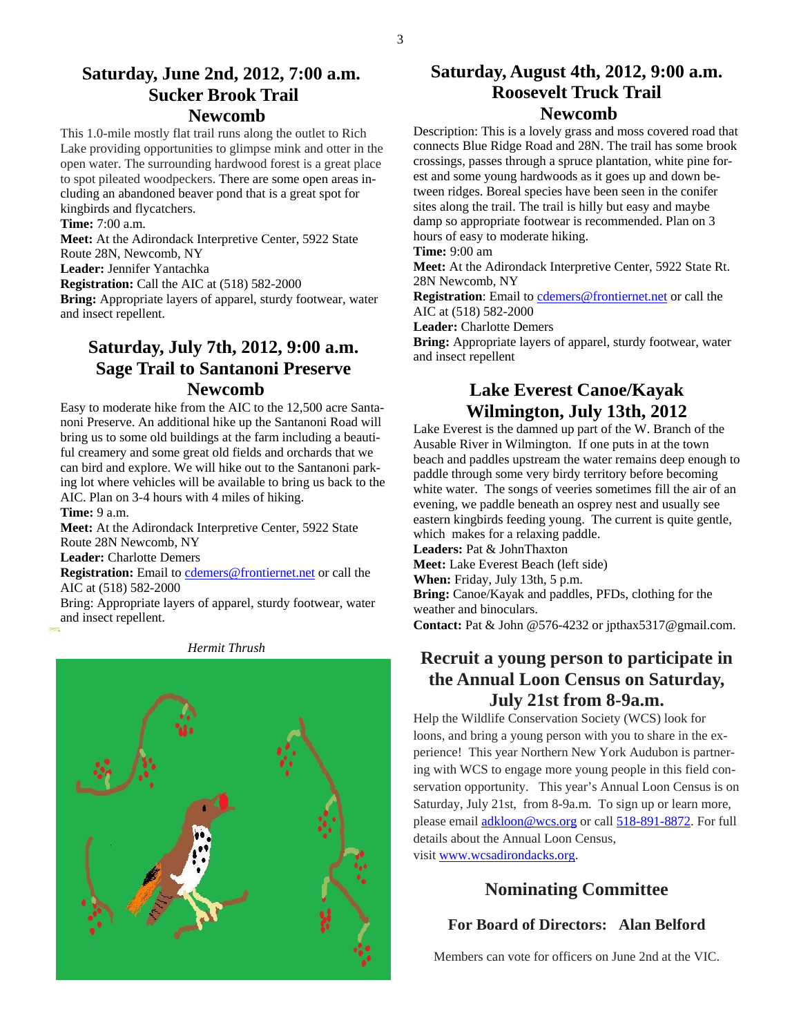## Saturday, June 2nd, 2012, 7:00 a.m.
## Sucker Brook Trail
## Newcomb

This 1.0-mile mostly flat trail runs along the outlet to Rich Lake providing opportunities to glimpse mink and otter in the open water. The surrounding hardwood forest is a great place to spot pileated woodpeckers. There are some open areas including an abandoned beaver pond that is a great spot for kingbirds and flycatchers.

**Time:** 7:00 a.m.

**Meet:** At the Adirondack Interpretive Center, 5922 State Route 28N, Newcomb, NY

**Leader:** Jennifer Yantachka

**Registration:** Call the AIC at (518) 582-2000

**Bring:** Appropriate layers of apparel, sturdy footwear, water and insect repellent.

## Saturday, July 7th, 2012, 9:00 a.m.
## Sage Trail to Santanoni Preserve
## Newcomb

Easy to moderate hike from the AIC to the 12,500 acre Santanoni Preserve. An additional hike up the Santanoni Road will bring us to some old buildings at the farm including a beautiful creamery and some great old fields and orchards that we can bird and explore. We will hike out to the Santanoni parking lot where vehicles will be available to bring us back to the AIC. Plan on 3-4 hours with 4 miles of hiking.

**Time:** 9 a.m.

**Meet:** At the Adirondack Interpretive Center, 5922 State Route 28N Newcomb, NY

**Leader:** Charlotte Demers

**Registration:** Email to cdemers@frontiernet.net or call the AIC at (518) 582-2000

Bring: Appropriate layers of apparel, sturdy footwear, water and insect repellent.

*Hermit Thrush*

## Saturday, August 4th, 2012, 9:00 a.m.
## Roosevelt Truck Trail
## Newcomb

Description: This is a lovely grass and moss covered road that connects Blue Ridge Road and 28N. The trail has some brook crossings, passes through a spruce plantation, white pine forest and some young hardwoods as it goes up and down between ridges. Boreal species have been seen in the conifer sites along the trail. The trail is hilly but easy and maybe damp so appropriate footwear is recommended. Plan on 3 hours of easy to moderate hiking.

**Time:** 9:00 am

**Meet:** At the Adirondack Interpretive Center, 5922 State Rt. 28N Newcomb, NY

**Registration**: Email to cdemers@frontiernet.net or call the AIC at (518) 582-2000

**Leader:** Charlotte Demers

**Bring:** Appropriate layers of apparel, sturdy footwear, water and insect repellent

## Lake Everest Canoe/Kayak
## Wilmington, July 13th, 2012

Lake Everest is the damned up part of the W. Branch of the Ausable River in Wilmington. If one puts in at the town beach and paddles upstream the water remains deep enough to paddle through some very birdy territory before becoming white water. The songs of veeries sometimes fill the air of an evening, we paddle beneath an osprey nest and usually see eastern kingbirds feeding young. The current is quite gentle, which makes for a relaxing paddle.

**Leaders:** Pat & JohnThaxton

**Meet:** Lake Everest Beach (left side)

**When:** Friday, July 13th, 5 p.m.

**Bring:** Canoe/Kayak and paddles, PFDs, clothing for the weather and binoculars.

**Contact:** Pat & John @576-4232 or jpthax5317@gmail.com.

## Recruit a young person to participate in the Annual Loon Census on Saturday, July 21st from 8-9a.m.

Help the Wildlife Conservation Society (WCS) look for loons, and bring a young person with you to share in the experience! This year Northern New York Audubon is partnering with WCS to engage more young people in this field conservation opportunity. This year's Annual Loon Census is on Saturday, July 21st, from 8-9a.m. To sign up or learn more, please email adkloon@wcs.org or call 518-891-8872. For full details about the Annual Loon Census, visit www.wcsadirondacks.org.

## Nominating Committee

### For Board of Directors: Alan Belford

Members can vote for officers on June 2nd at the VIC.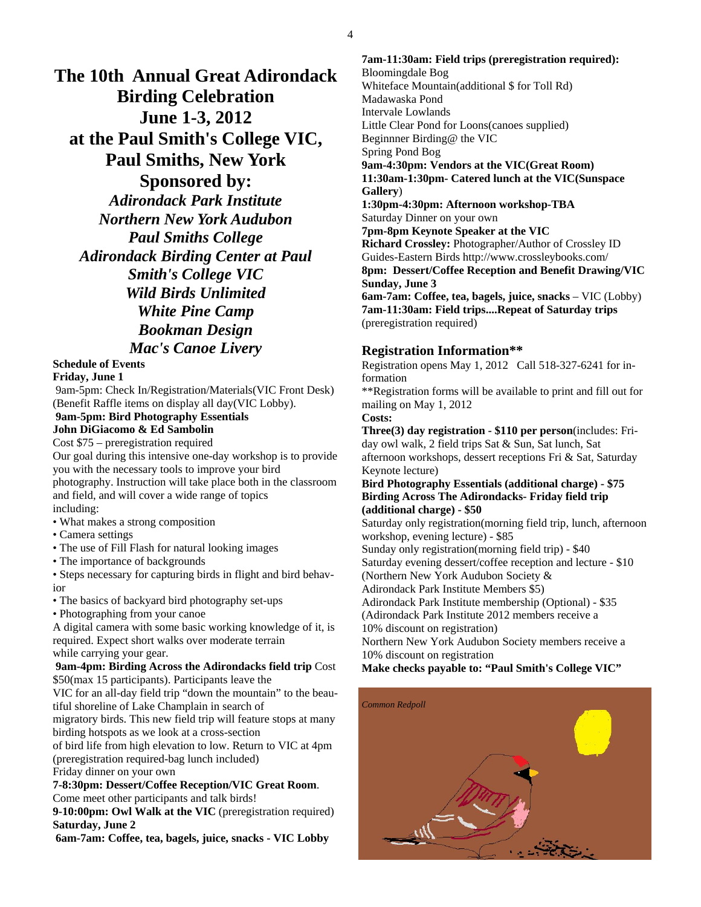# The 10th Annual Great Adirondack Birding Celebration
# June 1-3, 2012
# at the Paul Smith's College VIC, Paul Smiths, New York

## Sponsored by:

***Adirondack Park Institute***
***Northern New York Audubon***
***Paul Smiths College***
***Adirondack Birding Center at Paul Smith's College VIC***
***Wild Birds Unlimited***
***White Pine Camp***
***Bookman Design***
***Mac's Canoe Livery***

**Schedule of Events**

**Friday, June 1**

9am-5pm: Check In/Registration/Materials(VIC Front Desk) (Benefit Raffle items on display all day(VIC Lobby).

**9am-5pm: Bird Photography Essentials**
**John DiGiacomo & Ed Sambolin**

Cost $75 – preregistration required

Our goal during this intensive one-day workshop is to provide you with the necessary tools to improve your bird photography. Instruction will take place both in the classroom and field, and will cover a wide range of topics including:

- What makes a strong composition
- Camera settings
- The use of Fill Flash for natural looking images
- The importance of backgrounds
- Steps necessary for capturing birds in flight and bird behavior
- The basics of backyard bird photography set-ups
- Photographing from your canoe

A digital camera with some basic working knowledge of it, is required. Expect short walks over moderate terrain while carrying your gear.

**9am-4pm: Birding Across the Adirondacks field trip** Cost $50(max 15 participants). Participants leave the VIC for an all-day field trip "down the mountain" to the beautiful shoreline of Lake Champlain in search of migratory birds. This new field trip will feature stops at many birding hotspots as we look at a cross-section of bird life from high elevation to low. Return to VIC at 4pm (preregistration required-bag lunch included)

Friday dinner on your own

**7-8:30pm: Dessert/Coffee Reception/VIC Great Room**. Come meet other participants and talk birds!

**9-10:00pm: Owl Walk at the VIC** (preregistration required)

**Saturday, June 2**

**6am-7am: Coffee, tea, bagels, juice, snacks - VIC Lobby**

**7am-11:30am: Field trips (preregistration required):**

Bloomingdale Bog
Whiteface Mountain(additional $ for Toll Rd)
Madawaska Pond
Intervale Lowlands
Little Clear Pond for Loons(canoes supplied)
Beginnner Birding@ the VIC
Spring Pond Bog

**9am-4:30pm: Vendors at the VIC(Great Room)**

**11:30am-1:30pm- Catered lunch at the VIC(Sunspace Gallery)**

**1:30pm-4:30pm: Afternoon workshop-TBA**

Saturday Dinner on your own

**7pm-8pm Keynote Speaker at the VIC**

**Richard Crossley:** Photographer/Author of Crossley ID Guides-Eastern Birds http://www.crossleybooks.com/

**8pm: Dessert/Coffee Reception and Benefit Drawing/VIC**

**Sunday, June 3**

**6am-7am: Coffee, tea, bagels, juice, snacks** – VIC (Lobby)

**7am-11:30am: Field trips....Repeat of Saturday trips** (preregistration required)

## Registration Information**

Registration opens May 1, 2012 Call 518-327-6241 for information

**Registration forms will be available to print and fill out for mailing on May 1, 2012

**Costs:**

**Three(3) day registration - $110 per person**(includes: Friday owl walk, 2 field trips Sat & Sun, Sat lunch, Sat afternoon workshops, dessert receptions Fri & Sat, Saturday Keynote lecture)

**Bird Photography Essentials (additional charge) - $75**

**Birding Across The Adirondacks- Friday field trip (additional charge) - $50**

Saturday only registration(morning field trip, lunch, afternoon workshop, evening lecture) - $85

Sunday only registration(morning field trip) - $40

Saturday evening dessert/coffee reception and lecture - $10 (Northern New York Audubon Society & Adirondack Park Institute Members $5)

Adirondack Park Institute membership (Optional) - $35 (Adirondack Park Institute 2012 members receive a 10% discount on registration)

Northern New York Audubon Society members receive a 10% discount on registration

**Make checks payable to: "Paul Smith's College VIC"**

*Common Redpoll*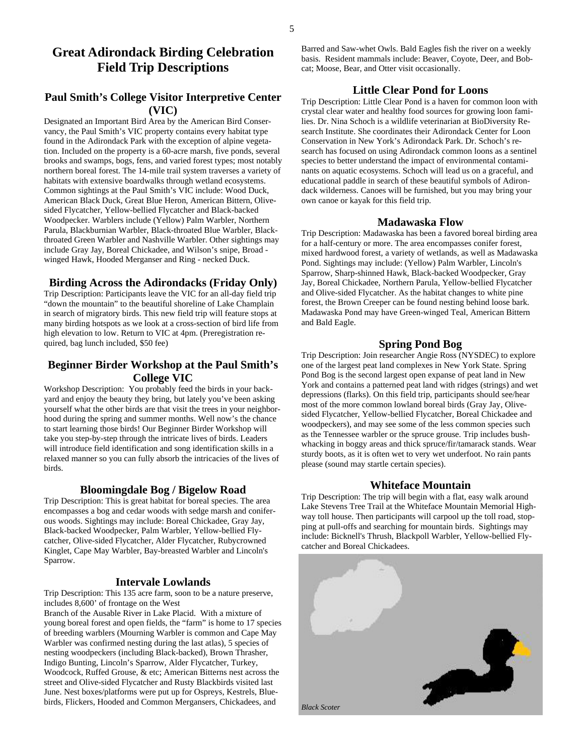# Great Adirondack Birding Celebration Field Trip Descriptions

## Paul Smith's College Visitor Interpretive Center (VIC)

Designated an Important Bird Area by the American Bird Conservancy, the Paul Smith's VIC property contains every habitat type found in the Adirondack Park with the exception of alpine vegetation. Included on the property is a 60-acre marsh, five ponds, several brooks and swamps, bogs, fens, and varied forest types; most notably northern boreal forest. The 14-mile trail system traverses a variety of habitats with extensive boardwalks through wetland ecosystems. Common sightings at the Paul Smith's VIC include: Wood Duck, American Black Duck, Great Blue Heron, American Bittern, Olive-sided Flycatcher, Yellow-bellied Flycatcher and Black-backed Woodpecker. Warblers include (Yellow) Palm Warbler, Northern Parula, Blackburnian Warbler, Black-throated Blue Warbler, Black-throated Green Warbler and Nashville Warbler. Other sightings may include Gray Jay, Boreal Chickadee, and Wilson's snipe, Broad - winged Hawk, Hooded Merganser and Ring - necked Duck.

## Birding Across the Adirondacks (Friday Only)

Trip Description: Participants leave the VIC for an all-day field trip "down the mountain" to the beautiful shoreline of Lake Champlain in search of migratory birds. This new field trip will feature stops at many birding hotspots as we look at a cross-section of bird life from high elevation to low. Return to VIC at 4pm. (Preregistration required, bag lunch included, $50 fee)

## Beginner Birder Workshop at the Paul Smith's College VIC

Workshop Description: You probably feed the birds in your backyard and enjoy the beauty they bring, but lately you've been asking yourself what the other birds are that visit the trees in your neighborhood during the spring and summer months. Well now's the chance to start learning those birds! Our Beginner Birder Workshop will take you step-by-step through the intricate lives of birds. Leaders will introduce field identification and song identification skills in a relaxed manner so you can fully absorb the intricacies of the lives of birds.

## Bloomingdale Bog / Bigelow Road

Trip Description: This is great habitat for boreal species. The area encompasses a bog and cedar woods with sedge marsh and coniferous woods. Sightings may include: Boreal Chickadee, Gray Jay, Black-backed Woodpecker, Palm Warbler, Yellow-bellied Flycatcher, Olive-sided Flycatcher, Alder Flycatcher, Rubycrowned Kinglet, Cape May Warbler, Bay-breasted Warbler and Lincoln's Sparrow.

## Intervale Lowlands

Trip Description: This 135 acre farm, soon to be a nature preserve, includes 8,600' of frontage on the West
Branch of the Ausable River in Lake Placid. With a mixture of young boreal forest and open fields, the "farm" is home to 17 species of breeding warblers (Mourning Warbler is common and Cape May Warbler was confirmed nesting during the last atlas), 5 species of nesting woodpeckers (including Black-backed), Brown Thrasher, Indigo Bunting, Lincoln's Sparrow, Alder Flycatcher, Turkey, Woodcock, Ruffed Grouse, & etc; American Bitterns nest across the street and Olive-sided Flycatcher and Rusty Blackbirds visited last June. Nest boxes/platforms were put up for Ospreys, Kestrels, Bluebirds, Flickers, Hooded and Common Mergansers, Chickadees, and Barred and Saw-whet Owls. Bald Eagles fish the river on a weekly basis. Resident mammals include: Beaver, Coyote, Deer, and Bobcat; Moose, Bear, and Otter visit occasionally.

## Little Clear Pond for Loons

Trip Description: Little Clear Pond is a haven for common loon with crystal clear water and healthy food sources for growing loon families. Dr. Nina Schoch is a wildlife veterinarian at BioDiversity Research Institute. She coordinates their Adirondack Center for Loon Conservation in New York's Adirondack Park. Dr. Schoch's research has focused on using Adirondack common loons as a sentinel species to better understand the impact of environmental contaminants on aquatic ecosystems. Schoch will lead us on a graceful, and educational paddle in search of these beautiful symbols of Adirondack wilderness. Canoes will be furnished, but you may bring your own canoe or kayak for this field trip.

## Madawaska Flow

Trip Description: Madawaska has been a favored boreal birding area for a half-century or more. The area encompasses conifer forest, mixed hardwood forest, a variety of wetlands, as well as Madawaska Pond. Sightings may include: (Yellow) Palm Warbler, Lincoln's Sparrow, Sharp-shinned Hawk, Black-backed Woodpecker, Gray Jay, Boreal Chickadee, Northern Parula, Yellow-bellied Flycatcher and Olive-sided Flycatcher. As the habitat changes to white pine forest, the Brown Creeper can be found nesting behind loose bark. Madawaska Pond may have Green-winged Teal, American Bittern and Bald Eagle.

## Spring Pond Bog

Trip Description: Join researcher Angie Ross (NYSDEC) to explore one of the largest peat land complexes in New York State. Spring Pond Bog is the second largest open expanse of peat land in New York and contains a patterned peat land with ridges (strings) and wet depressions (flarks). On this field trip, participants should see/hear most of the more common lowland boreal birds (Gray Jay, Olive-sided Flycatcher, Yellow-bellied Flycatcher, Boreal Chickadee and woodpeckers), and may see some of the less common species such as the Tennessee warbler or the spruce grouse. Trip includes bush-whacking in boggy areas and thick spruce/fir/tamarack stands. Wear sturdy boots, as it is often wet to very wet underfoot. No rain pants please (sound may startle certain species).

## Whiteface Mountain

Trip Description: The trip will begin with a flat, easy walk around Lake Stevens Tree Trail at the Whiteface Mountain Memorial Highway toll house. Then participants will carpool up the toll road, stopping at pull-offs and searching for mountain birds. Sightings may include: Bicknell's Thrush, Blackpoll Warbler, Yellow-bellied Flycatcher and Boreal Chickadees.

*Black Scoter*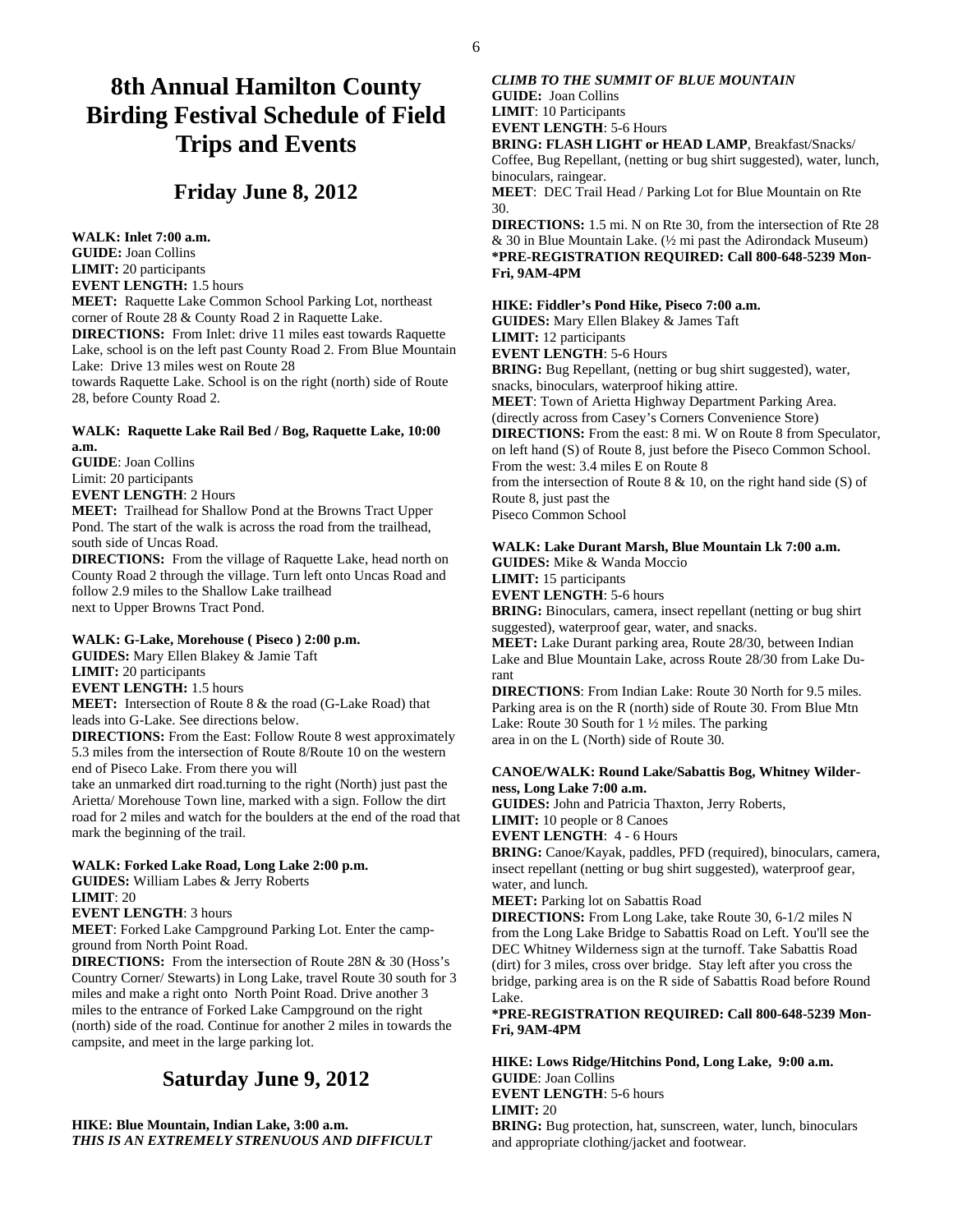# 8th Annual Hamilton County Birding Festival Schedule of Field Trips and Events

## Friday June 8, 2012

**WALK: Inlet 7:00 a.m.**
**GUIDE:** Joan Collins
**LIMIT:** 20 participants
**EVENT LENGTH:** 1.5 hours
**MEET:** Raquette Lake Common School Parking Lot, northeast corner of Route 28 & County Road 2 in Raquette Lake.
**DIRECTIONS:** From Inlet: drive 11 miles east towards Raquette Lake, school is on the left past County Road 2. From Blue Mountain Lake: Drive 13 miles west on Route 28
towards Raquette Lake. School is on the right (north) side of Route 28, before County Road 2.

**WALK: Raquette Lake Rail Bed / Bog, Raquette Lake, 10:00 a.m.**
**GUIDE**: Joan Collins
Limit: 20 participants
**EVENT LENGTH**: 2 Hours
**MEET:** Trailhead for Shallow Pond at the Browns Tract Upper Pond. The start of the walk is across the road from the trailhead, south side of Uncas Road.
**DIRECTIONS:** From the village of Raquette Lake, head north on County Road 2 through the village. Turn left onto Uncas Road and follow 2.9 miles to the Shallow Lake trailhead
next to Upper Browns Tract Pond.

**WALK: G-Lake, Morehouse ( Piseco ) 2:00 p.m.**
**GUIDES:** Mary Ellen Blakey & Jamie Taft
**LIMIT:** 20 participants
**EVENT LENGTH:** 1.5 hours
**MEET:** Intersection of Route 8 & the road (G-Lake Road) that leads into G-Lake. See directions below.
**DIRECTIONS:** From the East: Follow Route 8 west approximately 5.3 miles from the intersection of Route 8/Route 10 on the western end of Piseco Lake. From there you will
take an unmarked dirt road.turning to the right (North) just past the Arietta/ Morehouse Town line, marked with a sign. Follow the dirt road for 2 miles and watch for the boulders at the end of the road that mark the beginning of the trail.

**WALK: Forked Lake Road, Long Lake 2:00 p.m.**
**GUIDES:** William Labes & Jerry Roberts
**LIMIT**: 20
**EVENT LENGTH**: 3 hours
**MEET**: Forked Lake Campground Parking Lot. Enter the campground from North Point Road.
**DIRECTIONS:** From the intersection of Route 28N & 30 (Hoss's Country Corner/ Stewarts) in Long Lake, travel Route 30 south for 3 miles and make a right onto North Point Road. Drive another 3 miles to the entrance of Forked Lake Campground on the right (north) side of the road. Continue for another 2 miles in towards the campsite, and meet in the large parking lot.

## Saturday June 9, 2012

**HIKE: Blue Mountain, Indian Lake, 3:00 a.m.**
***THIS IS AN EXTREMELY STRENUOUS AND DIFFICULT CLIMB TO THE SUMMIT OF BLUE MOUNTAIN***
**GUIDE:** Joan Collins
**LIMIT**: 10 Participants
**EVENT LENGTH**: 5-6 Hours
**BRING: FLASH LIGHT or HEAD LAMP**, Breakfast/Snacks/ Coffee, Bug Repellant, (netting or bug shirt suggested), water, lunch, binoculars, raingear.
**MEET**: DEC Trail Head / Parking Lot for Blue Mountain on Rte 30.
**DIRECTIONS:** 1.5 mi. N on Rte 30, from the intersection of Rte 28 & 30 in Blue Mountain Lake. (½ mi past the Adirondack Museum)
**\*PRE-REGISTRATION REQUIRED: Call 800-648-5239 Mon-Fri, 9AM-4PM**

**HIKE: Fiddler's Pond Hike, Piseco 7:00 a.m.**
**GUIDES:** Mary Ellen Blakey & James Taft
**LIMIT:** 12 participants
**EVENT LENGTH**: 5-6 Hours
**BRING:** Bug Repellant, (netting or bug shirt suggested), water, snacks, binoculars, waterproof hiking attire.
**MEET**: Town of Arietta Highway Department Parking Area. (directly across from Casey's Corners Convenience Store)
**DIRECTIONS:** From the east: 8 mi. W on Route 8 from Speculator, on left hand (S) of Route 8, just before the Piseco Common School. From the west: 3.4 miles E on Route 8
from the intersection of Route 8 & 10, on the right hand side (S) of Route 8, just past the
Piseco Common School

**WALK: Lake Durant Marsh, Blue Mountain Lk 7:00 a.m.**
**GUIDES:** Mike & Wanda Moccio
**LIMIT:** 15 participants
**EVENT LENGTH**: 5-6 hours
**BRING:** Binoculars, camera, insect repellant (netting or bug shirt suggested), waterproof gear, water, and snacks.
**MEET:** Lake Durant parking area, Route 28/30, between Indian Lake and Blue Mountain Lake, across Route 28/30 from Lake Durant
**DIRECTIONS**: From Indian Lake: Route 30 North for 9.5 miles. Parking area is on the R (north) side of Route 30. From Blue Mtn Lake: Route 30 South for 1 ½ miles. The parking
area in on the L (North) side of Route 30.

**CANOE/WALK: Round Lake/Sabattis Bog, Whitney Wilderness, Long Lake 7:00 a.m.**
**GUIDES:** John and Patricia Thaxton, Jerry Roberts,
**LIMIT:** 10 people or 8 Canoes
**EVENT LENGTH**: 4 - 6 Hours
**BRING:** Canoe/Kayak, paddles, PFD (required), binoculars, camera, insect repellant (netting or bug shirt suggested), waterproof gear, water, and lunch.
**MEET:** Parking lot on Sabattis Road
**DIRECTIONS:** From Long Lake, take Route 30, 6-1/2 miles N from the Long Lake Bridge to Sabattis Road on Left. You'll see the DEC Whitney Wilderness sign at the turnoff. Take Sabattis Road (dirt) for 3 miles, cross over bridge. Stay left after you cross the bridge, parking area is on the R side of Sabattis Road before Round Lake.
**\*PRE-REGISTRATION REQUIRED: Call 800-648-5239 Mon-Fri, 9AM-4PM**

**HIKE: Lows Ridge/Hitchins Pond, Long Lake, 9:00 a.m.**
**GUIDE**: Joan Collins
**EVENT LENGTH**: 5-6 hours
**LIMIT:** 20
**BRING:** Bug protection, hat, sunscreen, water, lunch, binoculars and appropriate clothing/jacket and footwear.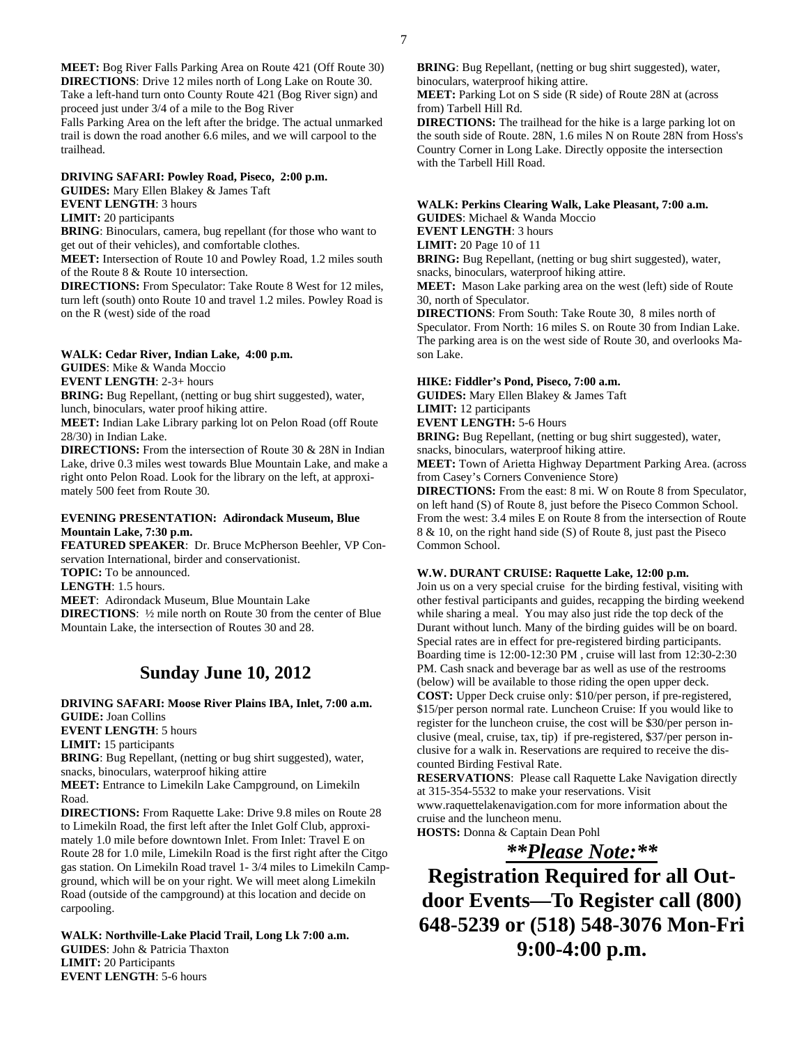**MEET:** Bog River Falls Parking Area on Route 421 (Off Route 30)
**DIRECTIONS**: Drive 12 miles north of Long Lake on Route 30. Take a left-hand turn onto County Route 421 (Bog River sign) and proceed just under 3/4 of a mile to the Bog River
Falls Parking Area on the left after the bridge. The actual unmarked trail is down the road another 6.6 miles, and we will carpool to the trailhead.

**DRIVING SAFARI: Powley Road, Piseco, 2:00 p.m.**
**GUIDES:** Mary Ellen Blakey & James Taft
**EVENT LENGTH**: 3 hours
**LIMIT:** 20 participants
**BRING**: Binoculars, camera, bug repellant (for those who want to get out of their vehicles), and comfortable clothes.
**MEET:** Intersection of Route 10 and Powley Road, 1.2 miles south of the Route 8 & Route 10 intersection.
**DIRECTIONS:** From Speculator: Take Route 8 West for 12 miles, turn left (south) onto Route 10 and travel 1.2 miles. Powley Road is on the R (west) side of the road

**WALK: Cedar River, Indian Lake, 4:00 p.m.**
**GUIDES**: Mike & Wanda Moccio
**EVENT LENGTH**: 2-3+ hours
**BRING:** Bug Repellant, (netting or bug shirt suggested), water, lunch, binoculars, water proof hiking attire.
**MEET:** Indian Lake Library parking lot on Pelon Road (off Route 28/30) in Indian Lake.
**DIRECTIONS:** From the intersection of Route 30 & 28N in Indian Lake, drive 0.3 miles west towards Blue Mountain Lake, and make a right onto Pelon Road. Look for the library on the left, at approximately 500 feet from Route 30.

**EVENING PRESENTATION: Adirondack Museum, Blue Mountain Lake, 7:30 p.m.**
**FEATURED SPEAKER**: Dr. Bruce McPherson Beehler, VP Conservation International, birder and conservationist.
**TOPIC:** To be announced.
**LENGTH**: 1.5 hours.
**MEET**: Adirondack Museum, Blue Mountain Lake
**DIRECTIONS**: ½ mile north on Route 30 from the center of Blue Mountain Lake, the intersection of Routes 30 and 28.

## Sunday June 10, 2012

**DRIVING SAFARI: Moose River Plains IBA, Inlet, 7:00 a.m.**
**GUIDE:** Joan Collins
**EVENT LENGTH**: 5 hours
**LIMIT:** 15 participants
**BRING**: Bug Repellant, (netting or bug shirt suggested), water, snacks, binoculars, waterproof hiking attire
**MEET:** Entrance to Limekiln Lake Campground, on Limekiln Road.
**DIRECTIONS:** From Raquette Lake: Drive 9.8 miles on Route 28 to Limekiln Road, the first left after the Inlet Golf Club, approximately 1.0 mile before downtown Inlet. From Inlet: Travel E on Route 28 for 1.0 mile, Limekiln Road is the first right after the Citgo gas station. On Limekiln Road travel 1- 3/4 miles to Limekiln Campground, which will be on your right. We will meet along Limekiln Road (outside of the campground) at this location and decide on carpooling.

**WALK: Northville-Lake Placid Trail, Long Lk 7:00 a.m.**
**GUIDES**: John & Patricia Thaxton
**LIMIT:** 20 Participants
**EVENT LENGTH**: 5-6 hours
**BRING**: Bug Repellant, (netting or bug shirt suggested), water, binoculars, waterproof hiking attire.
**MEET:** Parking Lot on S side (R side) of Route 28N at (across from) Tarbell Hill Rd.
**DIRECTIONS:** The trailhead for the hike is a large parking lot on the south side of Route. 28N, 1.6 miles N on Route 28N from Hoss's Country Corner in Long Lake. Directly opposite the intersection with the Tarbell Hill Road.

**WALK: Perkins Clearing Walk, Lake Pleasant, 7:00 a.m.**
**GUIDES**: Michael & Wanda Moccio
**EVENT LENGTH**: 3 hours
**LIMIT:** 20 Page 10 of 11
**BRING:** Bug Repellant, (netting or bug shirt suggested), water, snacks, binoculars, waterproof hiking attire.
**MEET:** Mason Lake parking area on the west (left) side of Route 30, north of Speculator.
**DIRECTIONS**: From South: Take Route 30, 8 miles north of Speculator. From North: 16 miles S. on Route 30 from Indian Lake. The parking area is on the west side of Route 30, and overlooks Mason Lake.

**HIKE: Fiddler's Pond, Piseco, 7:00 a.m.**
**GUIDES:** Mary Ellen Blakey & James Taft
**LIMIT:** 12 participants
**EVENT LENGTH:** 5-6 Hours
**BRING:** Bug Repellant, (netting or bug shirt suggested), water, snacks, binoculars, waterproof hiking attire.
**MEET:** Town of Arietta Highway Department Parking Area. (across from Casey's Corners Convenience Store)
**DIRECTIONS:** From the east: 8 mi. W on Route 8 from Speculator, on left hand (S) of Route 8, just before the Piseco Common School. From the west: 3.4 miles E on Route 8 from the intersection of Route 8 & 10, on the right hand side (S) of Route 8, just past the Piseco Common School.

**W.W. DURANT CRUISE: Raquette Lake, 12:00 p.m.**
Join us on a very special cruise for the birding festival, visiting with other festival participants and guides, recapping the birding weekend while sharing a meal. You may also just ride the top deck of the Durant without lunch. Many of the birding guides will be on board. Special rates are in effect for pre-registered birding participants. Boarding time is 12:00-12:30 PM , cruise will last from 12:30-2:30 PM. Cash snack and beverage bar as well as use of the restrooms (below) will be available to those riding the open upper deck.
**COST:** Upper Deck cruise only: $10/per person, if pre-registered, $15/per person normal rate. Luncheon Cruise: If you would like to register for the luncheon cruise, the cost will be $30/per person inclusive (meal, cruise, tax, tip) if pre-registered, $37/per person inclusive for a walk in. Reservations are required to receive the discounted Birding Festival Rate.
**RESERVATIONS**: Please call Raquette Lake Navigation directly at 315-354-5532 to make your reservations. Visit www.raquettelakenavigation.com for more information about the cruise and the luncheon menu.
**HOSTS:** Donna & Captain Dean Pohl

***\*\*Please Note:\*\****

**Registration Required for all Outdoor Events—To Register call (800) 648-5239 or (518) 548-3076 Mon-Fri 9:00-4:00 p.m.**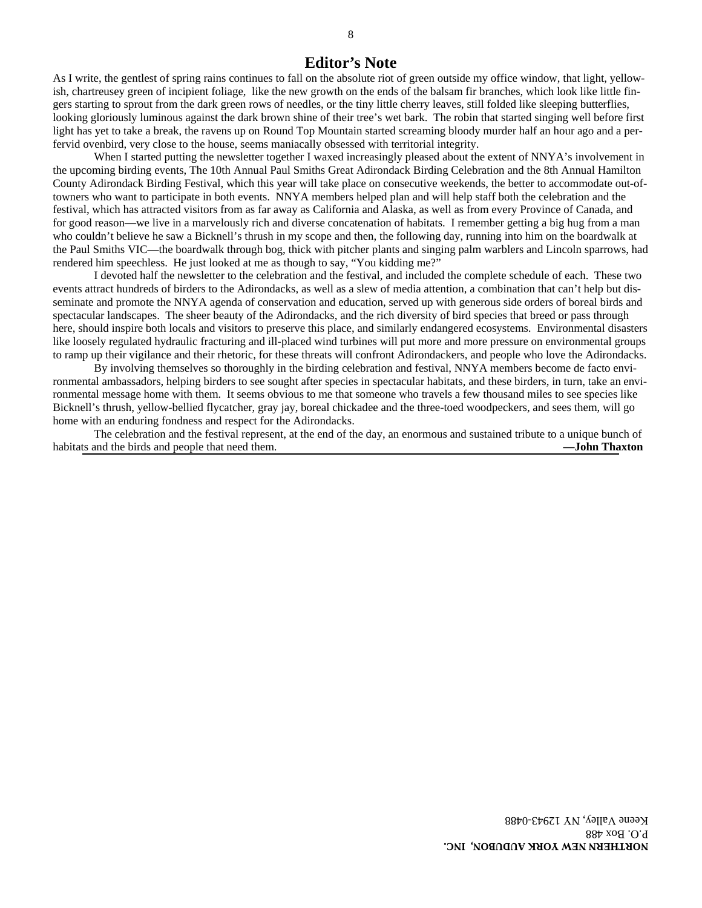# Editor's Note

As I write, the gentlest of spring rains continues to fall on the absolute riot of green outside my office window, that light, yellowish, chartreusey green of incipient foliage, like the new growth on the ends of the balsam fir branches, which look like little fingers starting to sprout from the dark green rows of needles, or the tiny little cherry leaves, still folded like sleeping butterflies, looking gloriously luminous against the dark brown shine of their tree's wet bark. The robin that started singing well before first light has yet to take a break, the ravens up on Round Top Mountain started screaming bloody murder half an hour ago and a perfervid ovenbird, very close to the house, seems maniacally obsessed with territorial integrity.

When I started putting the newsletter together I waxed increasingly pleased about the extent of NNYA's involvement in the upcoming birding events, The 10th Annual Paul Smiths Great Adirondack Birding Celebration and the 8th Annual Hamilton County Adirondack Birding Festival, which this year will take place on consecutive weekends, the better to accommodate out-of-towners who want to participate in both events. NNYA members helped plan and will help staff both the celebration and the festival, which has attracted visitors from as far away as California and Alaska, as well as from every Province of Canada, and for good reason—we live in a marvelously rich and diverse concatenation of habitats. I remember getting a big hug from a man who couldn't believe he saw a Bicknell's thrush in my scope and then, the following day, running into him on the boardwalk at the Paul Smiths VIC—the boardwalk through bog, thick with pitcher plants and singing palm warblers and Lincoln sparrows, had rendered him speechless. He just looked at me as though to say, "You kidding me?"

I devoted half the newsletter to the celebration and the festival, and included the complete schedule of each. These two events attract hundreds of birders to the Adirondacks, as well as a slew of media attention, a combination that can't help but disseminate and promote the NNYA agenda of conservation and education, served up with generous side orders of boreal birds and spectacular landscapes. The sheer beauty of the Adirondacks, and the rich diversity of bird species that breed or pass through here, should inspire both locals and visitors to preserve this place, and similarly endangered ecosystems. Environmental disasters like loosely regulated hydraulic fracturing and ill-placed wind turbines will put more and more pressure on environmental groups to ramp up their vigilance and their rhetoric, for these threats will confront Adirondackers, and people who love the Adirondacks.

By involving themselves so thoroughly in the birding celebration and festival, NNYA members become de facto environmental ambassadors, helping birders to see sought after species in spectacular habitats, and these birders, in turn, take an environmental message home with them. It seems obvious to me that someone who travels a few thousand miles to see species like Bicknell's thrush, yellow-bellied flycatcher, gray jay, boreal chickadee and the three-toed woodpeckers, and sees them, will go home with an enduring fondness and respect for the Adirondacks.

The celebration and the festival represent, at the end of the day, an enormous and sustained tribute to a unique bunch of habitats and the birds and people that need them. **—John Thaxton**

---

**NORTHERN NEW YORK AUDUBON, INC.**
P.O. Box 488
Keene Valley, NY 12943-0488